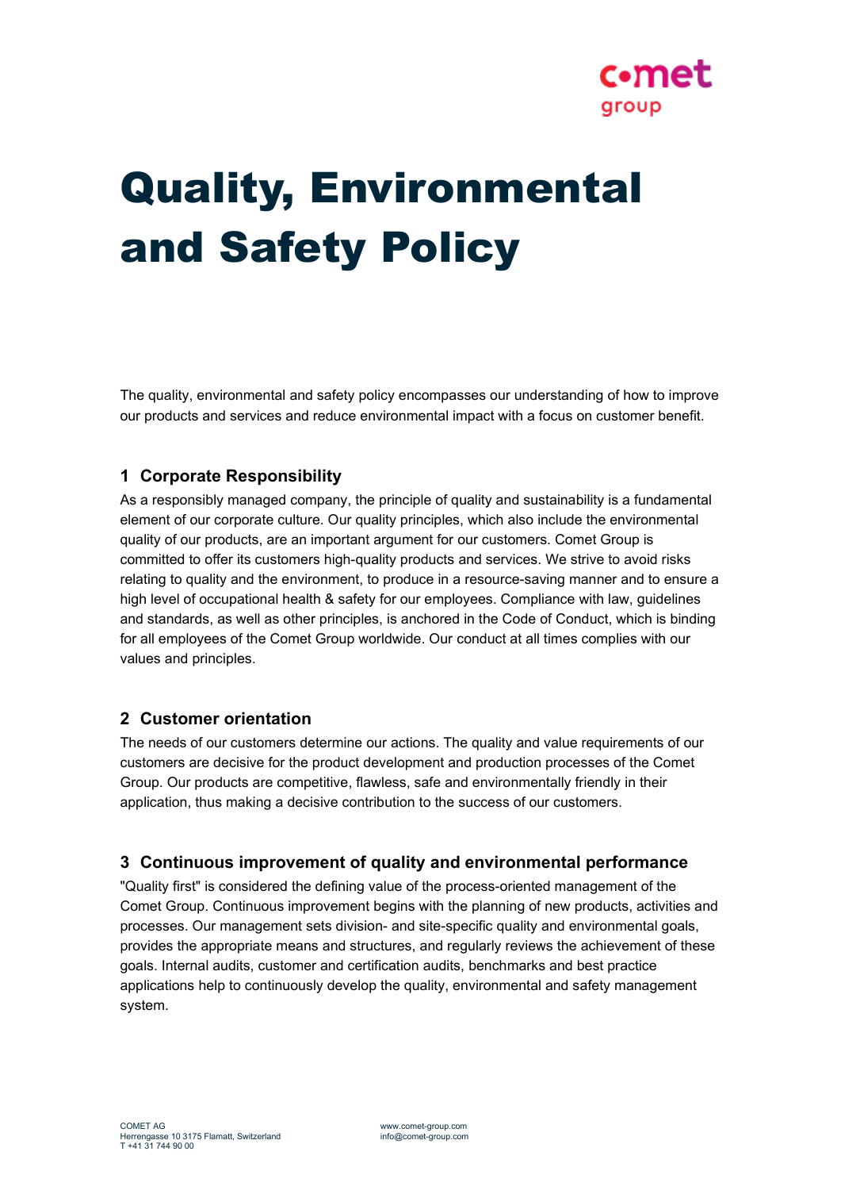# Quality, Environmental and Safety Policy

The quality, environmental and safety policy encompasses our understanding of how to improve our products and services and reduce environmental impact with a focus on customer benefit.

## 1 Corporate Responsibility

As a responsibly managed company, the principle of quality and sustainability is a fundamental element of our corporate culture. Our quality principles, which also include the environmental quality of our products, are an important argument for our customers. Comet Group is committed to offer its customers high-quality products and services. We strive to avoid risks relating to quality and the environment, to produce in a resource-saving manner and to ensure a high level of occupational health & safety for our employees. Compliance with law, guidelines and standards, as well as other principles, is anchored in the Code of Conduct, which is binding for all employees of the Comet Group worldwide. Our conduct at all times complies with our values and principles.

## 2 Customer orientation

The needs of our customers determine our actions. The quality and value requirements of our customers are decisive for the product development and production processes of the Comet Group. Our products are competitive, flawless, safe and environmentally friendly in their application, thus making a decisive contribution to the success of our customers.

## 3 Continuous improvement of quality and environmental performance

"Quality first" is considered the defining value of the process-oriented management of the Comet Group. Continuous improvement begins with the planning of new products, activities and processes. Our management sets division- and site-specific quality and environmental goals, provides the appropriate means and structures, and regularly reviews the achievement of these goals. Internal audits, customer and certification audits, benchmarks and best practice applications help to continuously develop the quality, environmental and safety management system.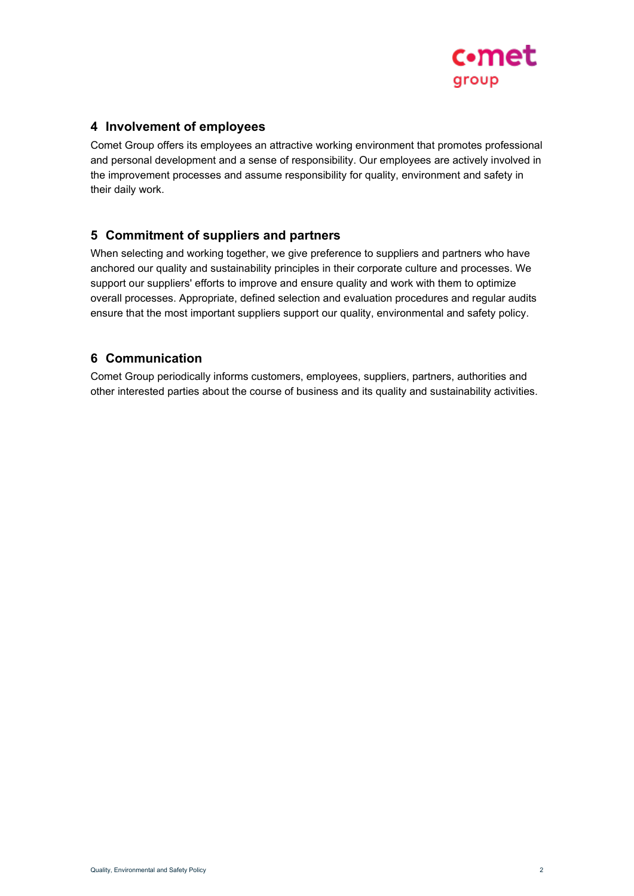## 4 Involvement of employees

Comet Group offers its employees an attractive working environment that promotes professional and personal development and a sense of responsibility. Our employees are actively involved in the improvement processes and assume responsibility for quality, environment and safety in their daily work.

## 5 Commitment of suppliers and partners

When selecting and working together, we give preference to suppliers and partners who have anchored our quality and sustainability principles in their corporate culture and processes. We support our suppliers' efforts to improve and ensure quality and work with them to optimize overall processes. Appropriate, defined selection and evaluation procedures and regular audits ensure that the most important suppliers support our quality, environmental and safety policy.

## 6 Communication

Comet Group periodically informs customers, employees, suppliers, partners, authorities and other interested parties about the course of business and its quality and sustainability activities.